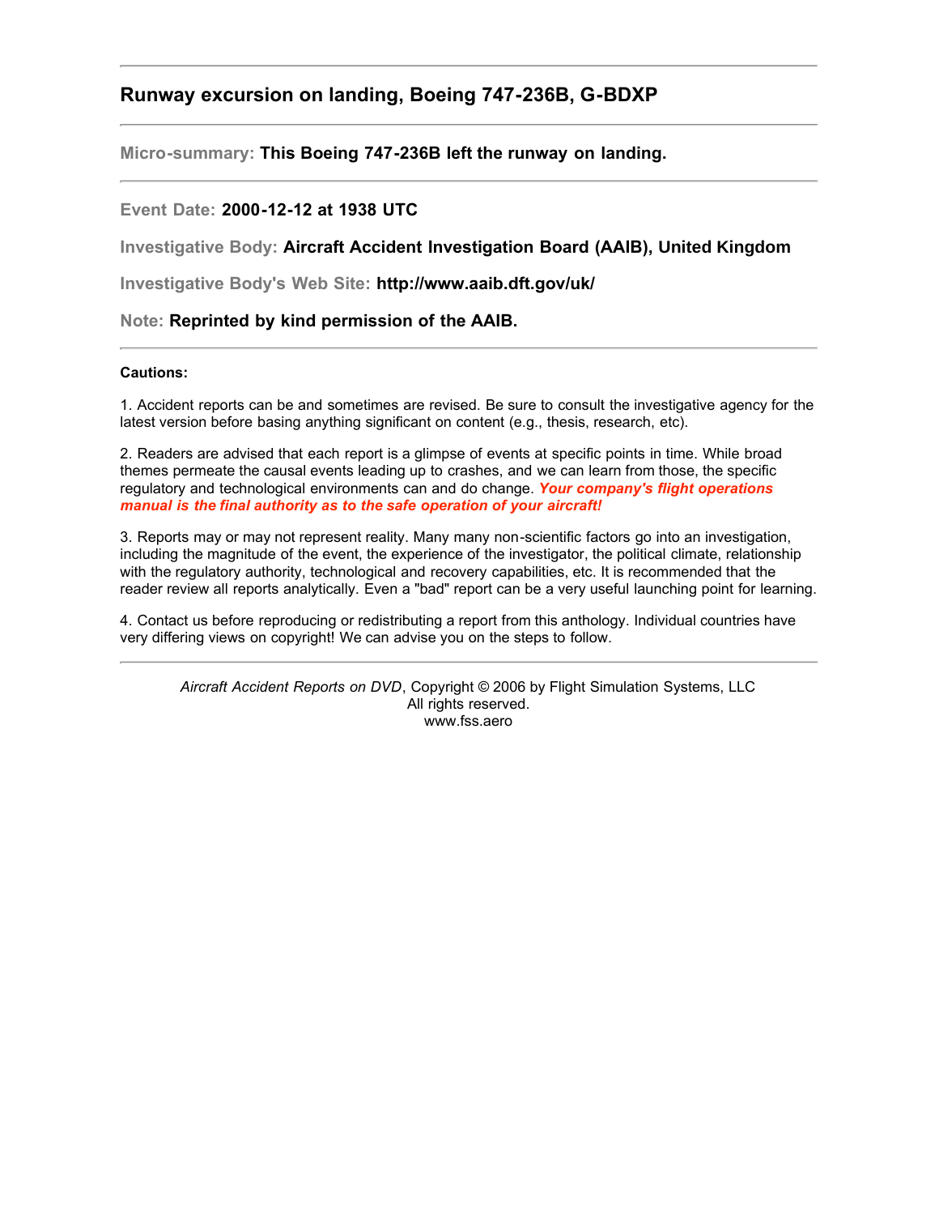## Runway excursion on landing, Boeing 747-236B, G-BDXP

---

**Micro-summary:** **This Boeing 747-236B left the runway on landing.**

---

**Event Date:** **2000-12-12 at 1938 UTC**

**Investigative Body:** **Aircraft Accident Investigation Board (AAIB), United Kingdom**

**Investigative Body's Web Site:** **http://www.aaib.dft.gov/uk/**

**Note:** **Reprinted by kind permission of the AAIB.**

---

**Cautions:**

1. Accident reports can be and sometimes are revised. Be sure to consult the investigative agency for the latest version before basing anything significant on content (e.g., thesis, research, etc).

2. Readers are advised that each report is a glimpse of events at specific points in time. While broad themes permeate the causal events leading up to crashes, and we can learn from those, the specific regulatory and technological environments can and do change. ***Your company's flight operations manual is the final authority as to the safe operation of your aircraft!***

3. Reports may or may not represent reality. Many many non-scientific factors go into an investigation, including the magnitude of the event, the experience of the investigator, the political climate, relationship with the regulatory authority, technological and recovery capabilities, etc. It is recommended that the reader review all reports analytically. Even a "bad" report can be a very useful launching point for learning.

4. Contact us before reproducing or redistributing a report from this anthology. Individual countries have very differing views on copyright! We can advise you on the steps to follow.

---

*Aircraft Accident Reports on DVD*, Copyright © 2006 by Flight Simulation Systems, LLC
All rights reserved.
www.fss.aero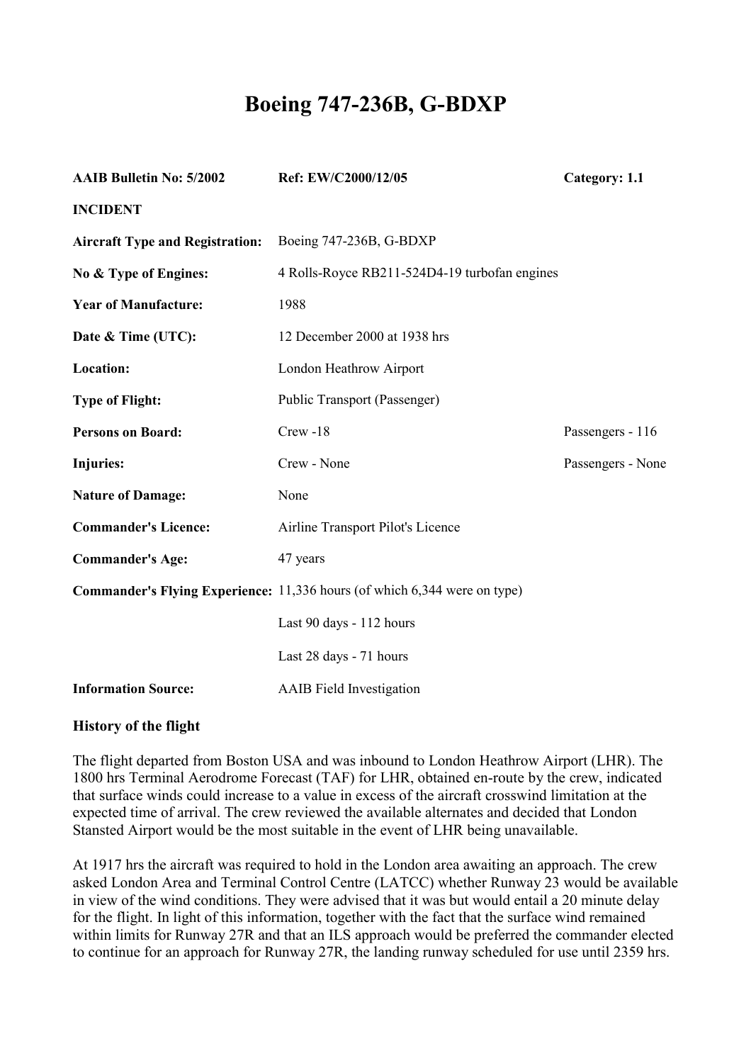# Boeing 747-236B, G-BDXP

| | | |
|---|---|---|
| **AAIB Bulletin No: 5/2002** | **Ref: EW/C2000/12/05** | **Category: 1.1** |
| **INCIDENT** | | |
| **Aircraft Type and Registration:** | Boeing 747-236B, G-BDXP | |
| **No & Type of Engines:** | 4 Rolls-Royce RB211-524D4-19 turbofan engines | |
| **Year of Manufacture:** | 1988 | |
| **Date & Time (UTC):** | 12 December 2000 at 1938 hrs | |
| **Location:** | London Heathrow Airport | |
| **Type of Flight:** | Public Transport (Passenger) | |
| **Persons on Board:** | Crew -18 | Passengers - 116 |
| **Injuries:** | Crew - None | Passengers - None |
| **Nature of Damage:** | None | |
| **Commander's Licence:** | Airline Transport Pilot's Licence | |
| **Commander's Age:** | 47 years | |
| **Commander's Flying Experience:** | 11,336 hours (of which 6,344 were on type) | |
| | Last 90 days - 112 hours | |
| | Last 28 days - 71 hours | |
| **Information Source:** | AAIB Field Investigation | |

## History of the flight

The flight departed from Boston USA and was inbound to London Heathrow Airport (LHR). The 1800 hrs Terminal Aerodrome Forecast (TAF) for LHR, obtained en-route by the crew, indicated that surface winds could increase to a value in excess of the aircraft crosswind limitation at the expected time of arrival. The crew reviewed the available alternates and decided that London Stansted Airport would be the most suitable in the event of LHR being unavailable.

At 1917 hrs the aircraft was required to hold in the London area awaiting an approach. The crew asked London Area and Terminal Control Centre (LATCC) whether Runway 23 would be available in view of the wind conditions. They were advised that it was but would entail a 20 minute delay for the flight. In light of this information, together with the fact that the surface wind remained within limits for Runway 27R and that an ILS approach would be preferred the commander elected to continue for an approach for Runway 27R, the landing runway scheduled for use until 2359 hrs.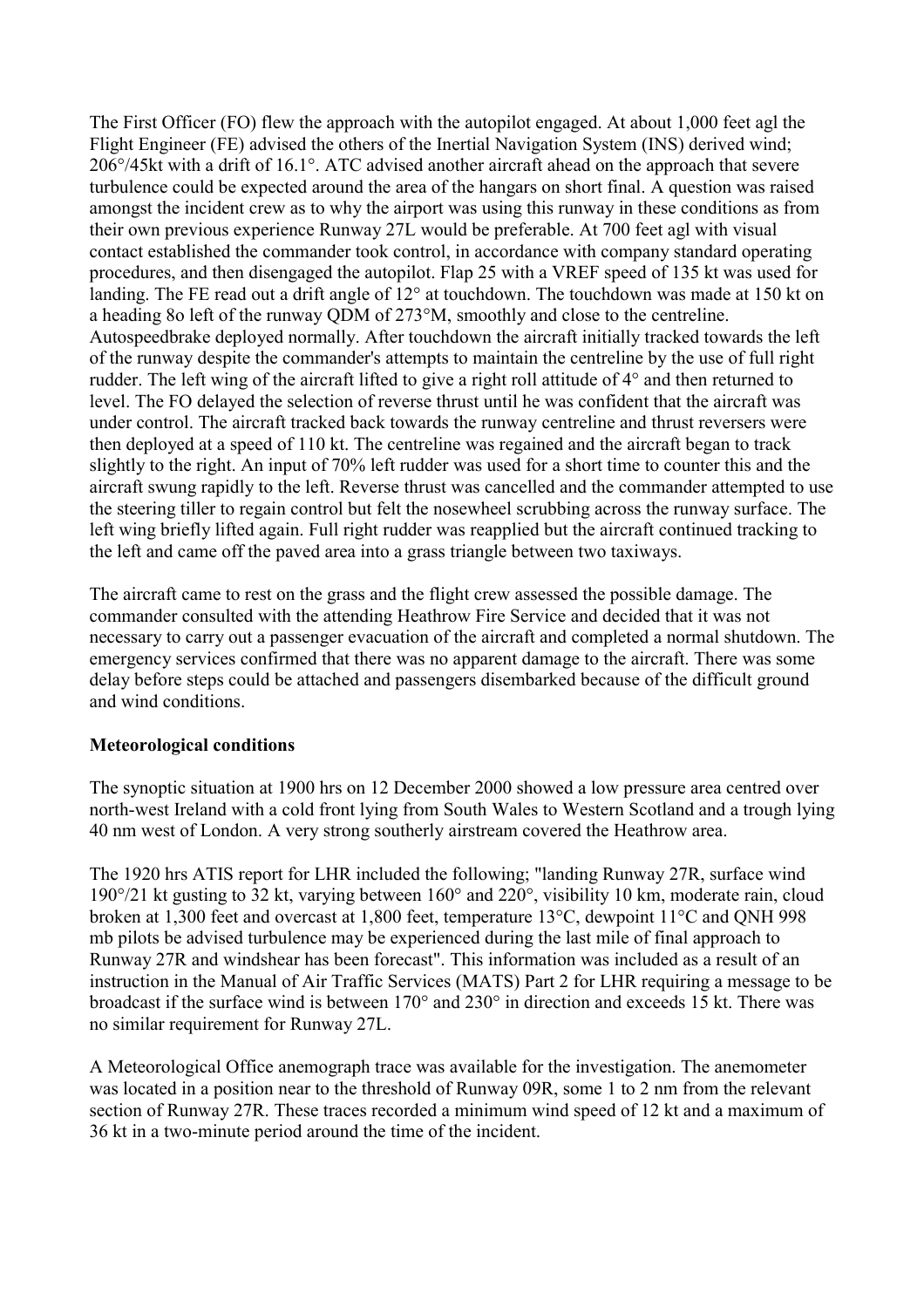The First Officer (FO) flew the approach with the autopilot engaged. At about 1,000 feet agl the Flight Engineer (FE) advised the others of the Inertial Navigation System (INS) derived wind; 206°/45kt with a drift of 16.1°. ATC advised another aircraft ahead on the approach that severe turbulence could be expected around the area of the hangars on short final. A question was raised amongst the incident crew as to why the airport was using this runway in these conditions as from their own previous experience Runway 27L would be preferable. At 700 feet agl with visual contact established the commander took control, in accordance with company standard operating procedures, and then disengaged the autopilot. Flap 25 with a VREF speed of 135 kt was used for landing. The FE read out a drift angle of 12° at touchdown. The touchdown was made at 150 kt on a heading 8o left of the runway QDM of 273°M, smoothly and close to the centreline. Autospeedbrake deployed normally. After touchdown the aircraft initially tracked towards the left of the runway despite the commander's attempts to maintain the centreline by the use of full right rudder. The left wing of the aircraft lifted to give a right roll attitude of 4° and then returned to level. The FO delayed the selection of reverse thrust until he was confident that the aircraft was under control. The aircraft tracked back towards the runway centreline and thrust reversers were then deployed at a speed of 110 kt. The centreline was regained and the aircraft began to track slightly to the right. An input of 70% left rudder was used for a short time to counter this and the aircraft swung rapidly to the left. Reverse thrust was cancelled and the commander attempted to use the steering tiller to regain control but felt the nosewheel scrubbing across the runway surface. The left wing briefly lifted again. Full right rudder was reapplied but the aircraft continued tracking to the left and came off the paved area into a grass triangle between two taxiways.

The aircraft came to rest on the grass and the flight crew assessed the possible damage. The commander consulted with the attending Heathrow Fire Service and decided that it was not necessary to carry out a passenger evacuation of the aircraft and completed a normal shutdown. The emergency services confirmed that there was no apparent damage to the aircraft. There was some delay before steps could be attached and passengers disembarked because of the difficult ground and wind conditions.

## Meteorological conditions

The synoptic situation at 1900 hrs on 12 December 2000 showed a low pressure area centred over north-west Ireland with a cold front lying from South Wales to Western Scotland and a trough lying 40 nm west of London. A very strong southerly airstream covered the Heathrow area.

The 1920 hrs ATIS report for LHR included the following; "landing Runway 27R, surface wind 190°/21 kt gusting to 32 kt, varying between 160° and 220°, visibility 10 km, moderate rain, cloud broken at 1,300 feet and overcast at 1,800 feet, temperature 13°C, dewpoint 11°C and QNH 998 mb pilots be advised turbulence may be experienced during the last mile of final approach to Runway 27R and windshear has been forecast". This information was included as a result of an instruction in the Manual of Air Traffic Services (MATS) Part 2 for LHR requiring a message to be broadcast if the surface wind is between 170° and 230° in direction and exceeds 15 kt. There was no similar requirement for Runway 27L.

A Meteorological Office anemograph trace was available for the investigation. The anemometer was located in a position near to the threshold of Runway 09R, some 1 to 2 nm from the relevant section of Runway 27R. These traces recorded a minimum wind speed of 12 kt and a maximum of 36 kt in a two-minute period around the time of the incident.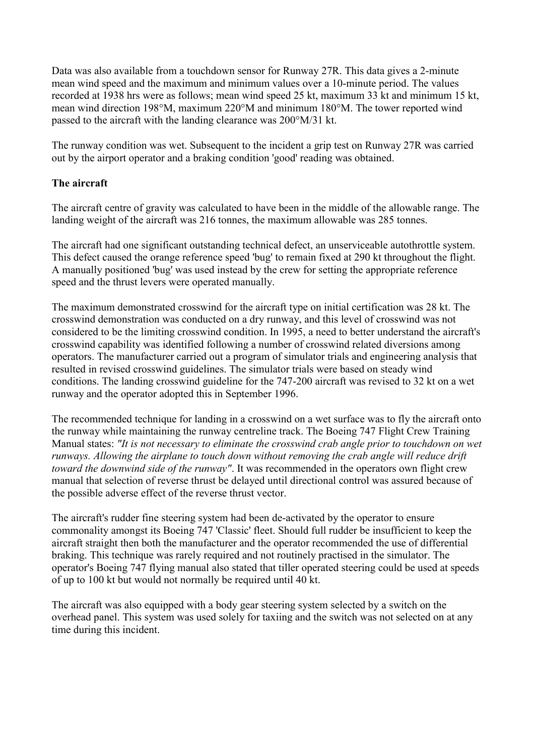Data was also available from a touchdown sensor for Runway 27R. This data gives a 2-minute mean wind speed and the maximum and minimum values over a 10-minute period. The values recorded at 1938 hrs were as follows; mean wind speed 25 kt, maximum 33 kt and minimum 15 kt, mean wind direction 198°M, maximum 220°M and minimum 180°M. The tower reported wind passed to the aircraft with the landing clearance was 200°M/31 kt.

The runway condition was wet. Subsequent to the incident a grip test on Runway 27R was carried out by the airport operator and a braking condition 'good' reading was obtained.

**The aircraft**

The aircraft centre of gravity was calculated to have been in the middle of the allowable range. The landing weight of the aircraft was 216 tonnes, the maximum allowable was 285 tonnes.

The aircraft had one significant outstanding technical defect, an unserviceable autothrottle system. This defect caused the orange reference speed 'bug' to remain fixed at 290 kt throughout the flight. A manually positioned 'bug' was used instead by the crew for setting the appropriate reference speed and the thrust levers were operated manually.

The maximum demonstrated crosswind for the aircraft type on initial certification was 28 kt. The crosswind demonstration was conducted on a dry runway, and this level of crosswind was not considered to be the limiting crosswind condition. In 1995, a need to better understand the aircraft's crosswind capability was identified following a number of crosswind related diversions among operators. The manufacturer carried out a program of simulator trials and engineering analysis that resulted in revised crosswind guidelines. The simulator trials were based on steady wind conditions. The landing crosswind guideline for the 747-200 aircraft was revised to 32 kt on a wet runway and the operator adopted this in September 1996.

The recommended technique for landing in a crosswind on a wet surface was to fly the aircraft onto the runway while maintaining the runway centreline track. The Boeing 747 Flight Crew Training Manual states: *"It is not necessary to eliminate the crosswind crab angle prior to touchdown on wet runways. Allowing the airplane to touch down without removing the crab angle will reduce drift toward the downwind side of the runway"*. It was recommended in the operators own flight crew manual that selection of reverse thrust be delayed until directional control was assured because of the possible adverse effect of the reverse thrust vector.

The aircraft's rudder fine steering system had been de-activated by the operator to ensure commonality amongst its Boeing 747 'Classic' fleet. Should full rudder be insufficient to keep the aircraft straight then both the manufacturer and the operator recommended the use of differential braking. This technique was rarely required and not routinely practised in the simulator. The operator's Boeing 747 flying manual also stated that tiller operated steering could be used at speeds of up to 100 kt but would not normally be required until 40 kt.

The aircraft was also equipped with a body gear steering system selected by a switch on the overhead panel. This system was used solely for taxiing and the switch was not selected on at any time during this incident.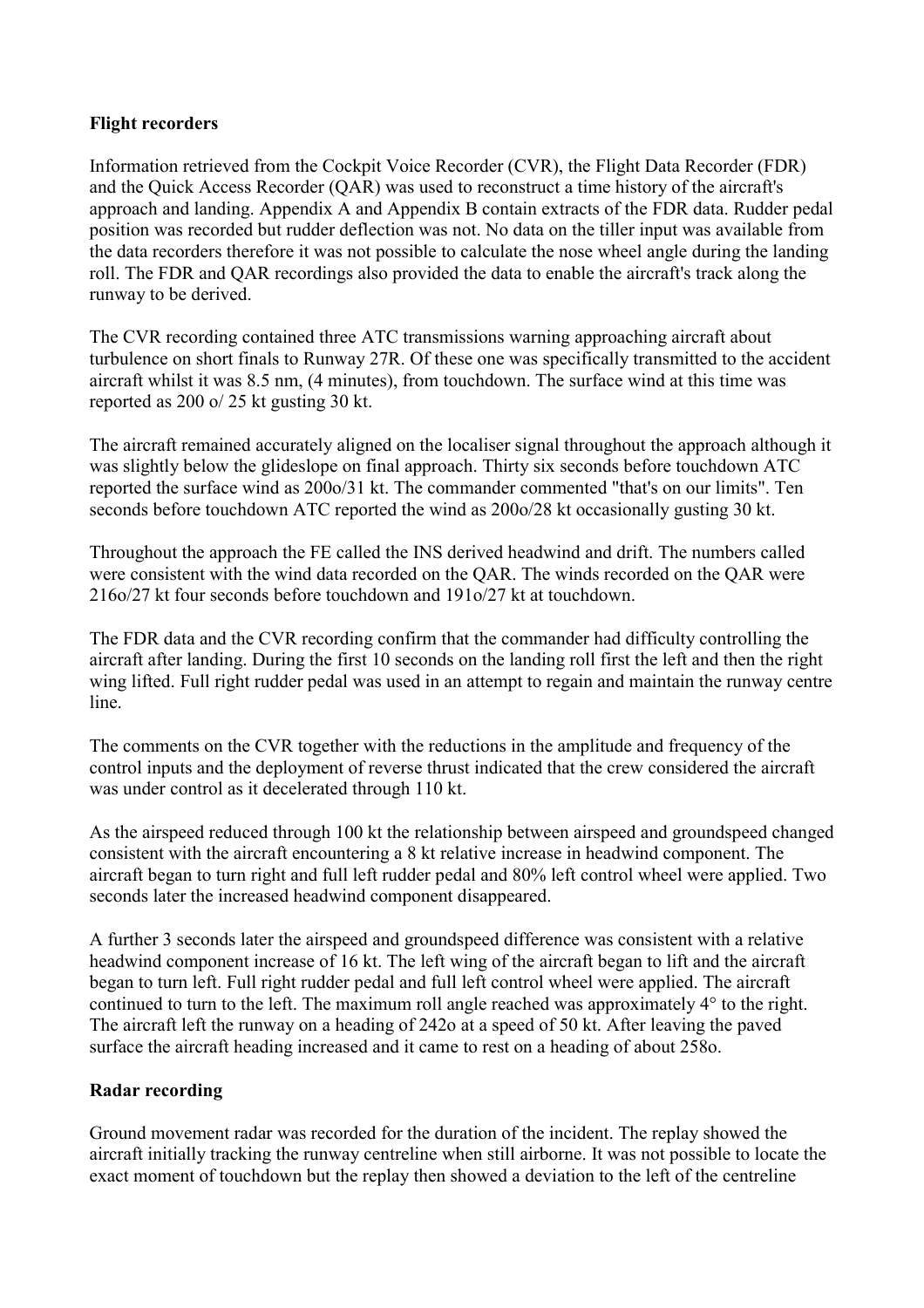**Flight recorders**

Information retrieved from the Cockpit Voice Recorder (CVR), the Flight Data Recorder (FDR) and the Quick Access Recorder (QAR) was used to reconstruct a time history of the aircraft's approach and landing. Appendix A and Appendix B contain extracts of the FDR data. Rudder pedal position was recorded but rudder deflection was not. No data on the tiller input was available from the data recorders therefore it was not possible to calculate the nose wheel angle during the landing roll. The FDR and QAR recordings also provided the data to enable the aircraft's track along the runway to be derived.

The CVR recording contained three ATC transmissions warning approaching aircraft about turbulence on short finals to Runway 27R. Of these one was specifically transmitted to the accident aircraft whilst it was 8.5 nm, (4 minutes), from touchdown. The surface wind at this time was reported as 200 o/ 25 kt gusting 30 kt.

The aircraft remained accurately aligned on the localiser signal throughout the approach although it was slightly below the glideslope on final approach. Thirty six seconds before touchdown ATC reported the surface wind as 200o/31 kt. The commander commented "that's on our limits". Ten seconds before touchdown ATC reported the wind as 200o/28 kt occasionally gusting 30 kt.

Throughout the approach the FE called the INS derived headwind and drift. The numbers called were consistent with the wind data recorded on the QAR. The winds recorded on the QAR were 216o/27 kt four seconds before touchdown and 191o/27 kt at touchdown.

The FDR data and the CVR recording confirm that the commander had difficulty controlling the aircraft after landing. During the first 10 seconds on the landing roll first the left and then the right wing lifted. Full right rudder pedal was used in an attempt to regain and maintain the runway centre line.

The comments on the CVR together with the reductions in the amplitude and frequency of the control inputs and the deployment of reverse thrust indicated that the crew considered the aircraft was under control as it decelerated through 110 kt.

As the airspeed reduced through 100 kt the relationship between airspeed and groundspeed changed consistent with the aircraft encountering a 8 kt relative increase in headwind component. The aircraft began to turn right and full left rudder pedal and 80% left control wheel were applied. Two seconds later the increased headwind component disappeared.

A further 3 seconds later the airspeed and groundspeed difference was consistent with a relative headwind component increase of 16 kt. The left wing of the aircraft began to lift and the aircraft began to turn left. Full right rudder pedal and full left control wheel were applied. The aircraft continued to turn to the left. The maximum roll angle reached was approximately 4° to the right. The aircraft left the runway on a heading of 242o at a speed of 50 kt. After leaving the paved surface the aircraft heading increased and it came to rest on a heading of about 258o.

**Radar recording**

Ground movement radar was recorded for the duration of the incident. The replay showed the aircraft initially tracking the runway centreline when still airborne. It was not possible to locate the exact moment of touchdown but the replay then showed a deviation to the left of the centreline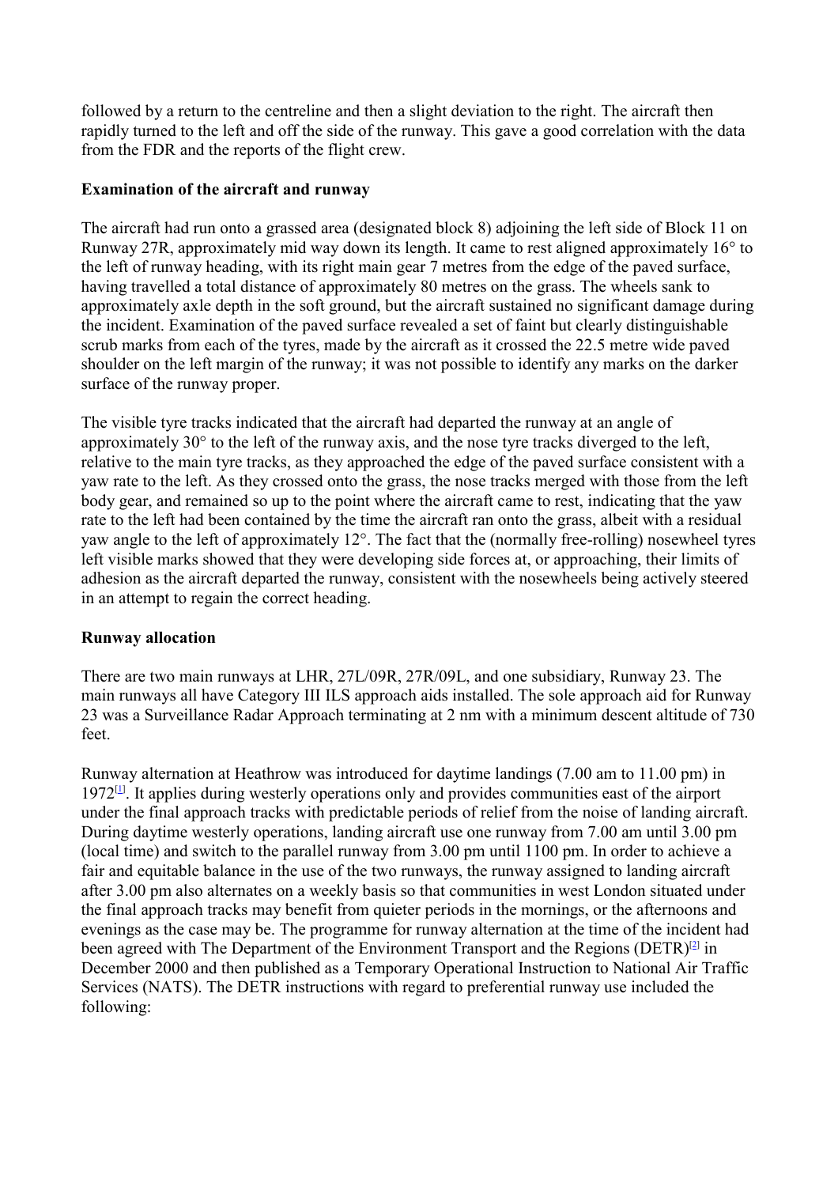followed by a return to the centreline and then a slight deviation to the right. The aircraft then rapidly turned to the left and off the side of the runway. This gave a good correlation with the data from the FDR and the reports of the flight crew.

**Examination of the aircraft and runway**

The aircraft had run onto a grassed area (designated block 8) adjoining the left side of Block 11 on Runway 27R, approximately mid way down its length. It came to rest aligned approximately 16° to the left of runway heading, with its right main gear 7 metres from the edge of the paved surface, having travelled a total distance of approximately 80 metres on the grass. The wheels sank to approximately axle depth in the soft ground, but the aircraft sustained no significant damage during the incident. Examination of the paved surface revealed a set of faint but clearly distinguishable scrub marks from each of the tyres, made by the aircraft as it crossed the 22.5 metre wide paved shoulder on the left margin of the runway; it was not possible to identify any marks on the darker surface of the runway proper.

The visible tyre tracks indicated that the aircraft had departed the runway at an angle of approximately 30° to the left of the runway axis, and the nose tyre tracks diverged to the left, relative to the main tyre tracks, as they approached the edge of the paved surface consistent with a yaw rate to the left. As they crossed onto the grass, the nose tracks merged with those from the left body gear, and remained so up to the point where the aircraft came to rest, indicating that the yaw rate to the left had been contained by the time the aircraft ran onto the grass, albeit with a residual yaw angle to the left of approximately 12°. The fact that the (normally free-rolling) nosewheel tyres left visible marks showed that they were developing side forces at, or approaching, their limits of adhesion as the aircraft departed the runway, consistent with the nosewheels being actively steered in an attempt to regain the correct heading.

**Runway allocation**

There are two main runways at LHR, 27L/09R, 27R/09L, and one subsidiary, Runway 23. The main runways all have Category III ILS approach aids installed. The sole approach aid for Runway 23 was a Surveillance Radar Approach terminating at 2 nm with a minimum descent altitude of 730 feet.

Runway alternation at Heathrow was introduced for daytime landings (7.00 am to 11.00 pm) in 1972[1]. It applies during westerly operations only and provides communities east of the airport under the final approach tracks with predictable periods of relief from the noise of landing aircraft. During daytime westerly operations, landing aircraft use one runway from 7.00 am until 3.00 pm (local time) and switch to the parallel runway from 3.00 pm until 1100 pm. In order to achieve a fair and equitable balance in the use of the two runways, the runway assigned to landing aircraft after 3.00 pm also alternates on a weekly basis so that communities in west London situated under the final approach tracks may benefit from quieter periods in the mornings, or the afternoons and evenings as the case may be. The programme for runway alternation at the time of the incident had been agreed with The Department of the Environment Transport and the Regions (DETR)[2] in December 2000 and then published as a Temporary Operational Instruction to National Air Traffic Services (NATS). The DETR instructions with regard to preferential runway use included the following: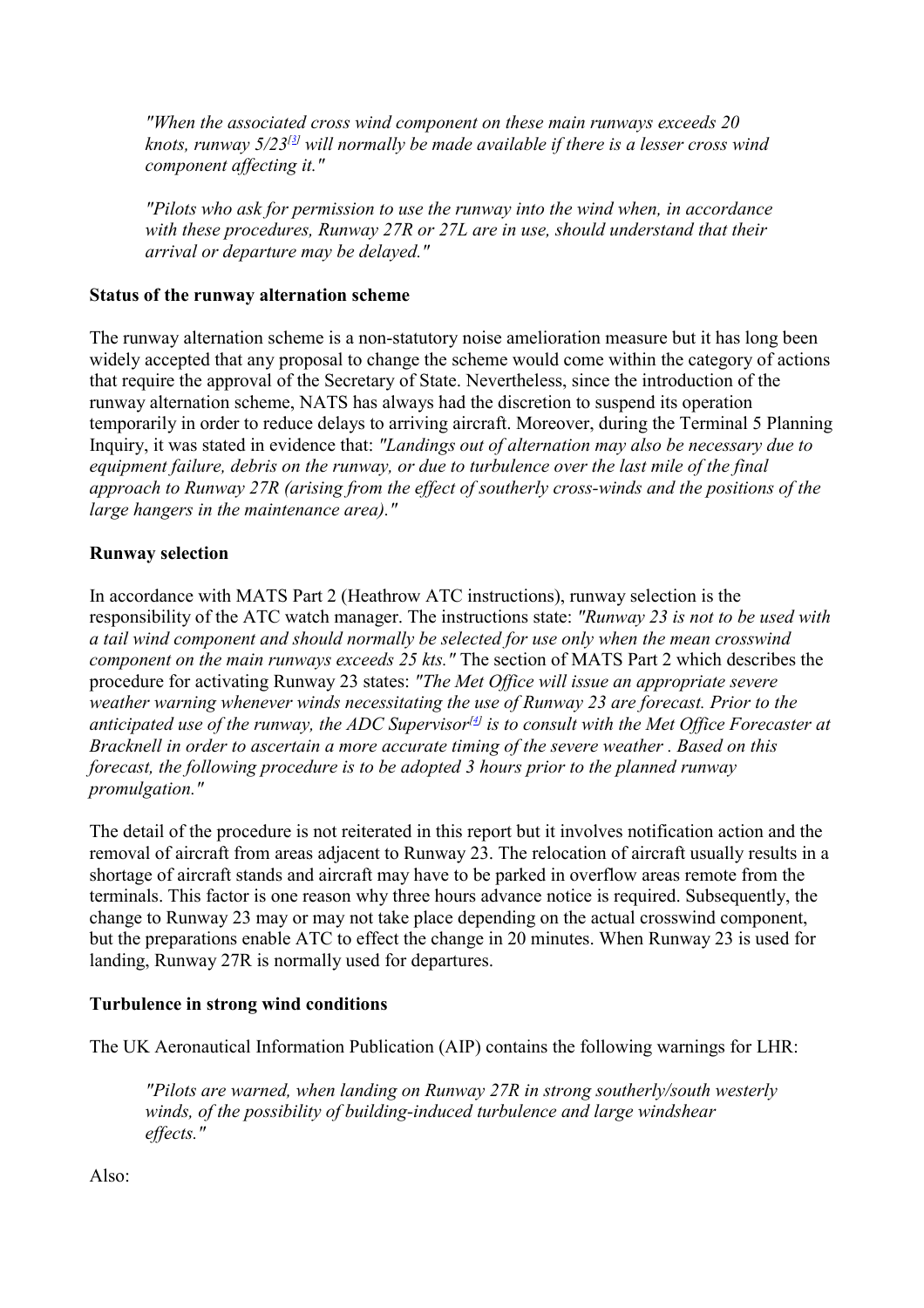*"When the associated cross wind component on these main runways exceeds 20 knots, runway 5/23[3] will normally be made available if there is a lesser cross wind component affecting it."*

*"Pilots who ask for permission to use the runway into the wind when, in accordance with these procedures, Runway 27R or 27L are in use, should understand that their arrival or departure may be delayed."*

**Status of the runway alternation scheme**

The runway alternation scheme is a non-statutory noise amelioration measure but it has long been widely accepted that any proposal to change the scheme would come within the category of actions that require the approval of the Secretary of State. Nevertheless, since the introduction of the runway alternation scheme, NATS has always had the discretion to suspend its operation temporarily in order to reduce delays to arriving aircraft. Moreover, during the Terminal 5 Planning Inquiry, it was stated in evidence that: *"Landings out of alternation may also be necessary due to equipment failure, debris on the runway, or due to turbulence over the last mile of the final approach to Runway 27R (arising from the effect of southerly cross-winds and the positions of the large hangers in the maintenance area)."*

**Runway selection**

In accordance with MATS Part 2 (Heathrow ATC instructions), runway selection is the responsibility of the ATC watch manager. The instructions state: *"Runway 23 is not to be used with a tail wind component and should normally be selected for use only when the mean crosswind component on the main runways exceeds 25 kts."* The section of MATS Part 2 which describes the procedure for activating Runway 23 states: *"The Met Office will issue an appropriate severe weather warning whenever winds necessitating the use of Runway 23 are forecast. Prior to the anticipated use of the runway, the ADC Supervisor[4] is to consult with the Met Office Forecaster at Bracknell in order to ascertain a more accurate timing of the severe weather . Based on this forecast, the following procedure is to be adopted 3 hours prior to the planned runway promulgation."*

The detail of the procedure is not reiterated in this report but it involves notification action and the removal of aircraft from areas adjacent to Runway 23. The relocation of aircraft usually results in a shortage of aircraft stands and aircraft may have to be parked in overflow areas remote from the terminals. This factor is one reason why three hours advance notice is required. Subsequently, the change to Runway 23 may or may not take place depending on the actual crosswind component, but the preparations enable ATC to effect the change in 20 minutes. When Runway 23 is used for landing, Runway 27R is normally used for departures.

**Turbulence in strong wind conditions**

The UK Aeronautical Information Publication (AIP) contains the following warnings for LHR:

*"Pilots are warned, when landing on Runway 27R in strong southerly/south westerly winds, of the possibility of building-induced turbulence and large windshear effects."*

Also: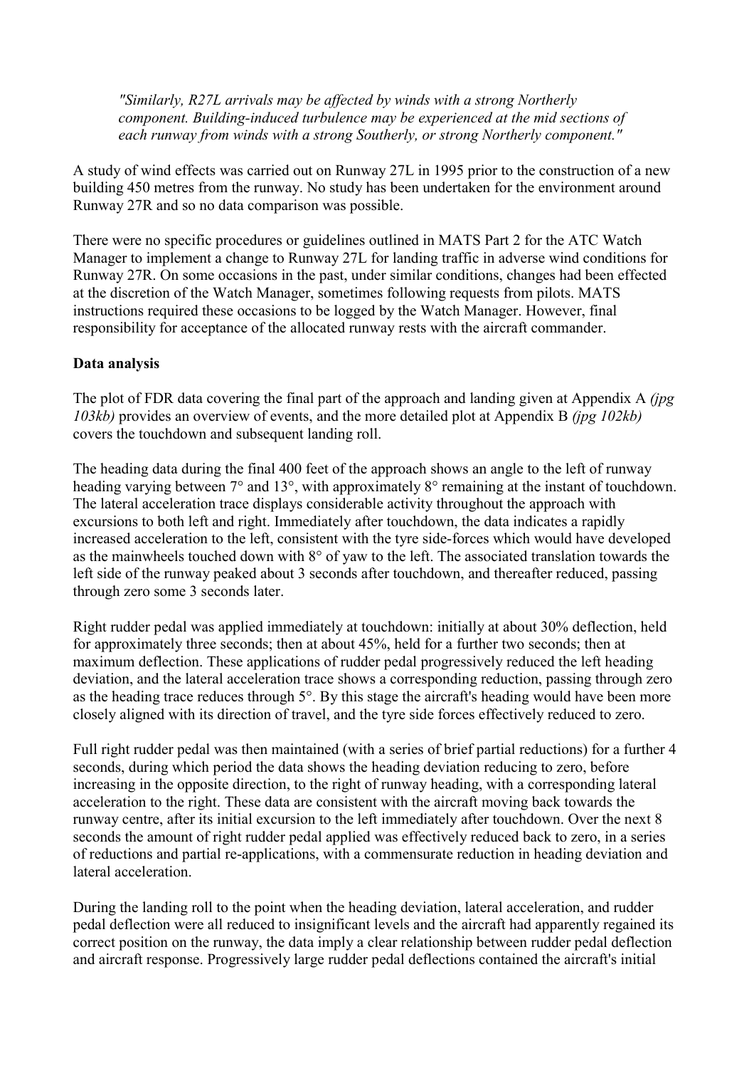*"Similarly, R27L arrivals may be affected by winds with a strong Northerly component. Building-induced turbulence may be experienced at the mid sections of each runway from winds with a strong Southerly, or strong Northerly component."*

A study of wind effects was carried out on Runway 27L in 1995 prior to the construction of a new building 450 metres from the runway. No study has been undertaken for the environment around Runway 27R and so no data comparison was possible.

There were no specific procedures or guidelines outlined in MATS Part 2 for the ATC Watch Manager to implement a change to Runway 27L for landing traffic in adverse wind conditions for Runway 27R. On some occasions in the past, under similar conditions, changes had been effected at the discretion of the Watch Manager, sometimes following requests from pilots. MATS instructions required these occasions to be logged by the Watch Manager. However, final responsibility for acceptance of the allocated runway rests with the aircraft commander.

**Data analysis**

The plot of FDR data covering the final part of the approach and landing given at Appendix A *(jpg 103kb)* provides an overview of events, and the more detailed plot at Appendix B *(jpg 102kb)* covers the touchdown and subsequent landing roll.

The heading data during the final 400 feet of the approach shows an angle to the left of runway heading varying between 7° and 13°, with approximately 8° remaining at the instant of touchdown. The lateral acceleration trace displays considerable activity throughout the approach with excursions to both left and right. Immediately after touchdown, the data indicates a rapidly increased acceleration to the left, consistent with the tyre side-forces which would have developed as the mainwheels touched down with 8° of yaw to the left. The associated translation towards the left side of the runway peaked about 3 seconds after touchdown, and thereafter reduced, passing through zero some 3 seconds later.

Right rudder pedal was applied immediately at touchdown: initially at about 30% deflection, held for approximately three seconds; then at about 45%, held for a further two seconds; then at maximum deflection. These applications of rudder pedal progressively reduced the left heading deviation, and the lateral acceleration trace shows a corresponding reduction, passing through zero as the heading trace reduces through 5°. By this stage the aircraft's heading would have been more closely aligned with its direction of travel, and the tyre side forces effectively reduced to zero.

Full right rudder pedal was then maintained (with a series of brief partial reductions) for a further 4 seconds, during which period the data shows the heading deviation reducing to zero, before increasing in the opposite direction, to the right of runway heading, with a corresponding lateral acceleration to the right. These data are consistent with the aircraft moving back towards the runway centre, after its initial excursion to the left immediately after touchdown. Over the next 8 seconds the amount of right rudder pedal applied was effectively reduced back to zero, in a series of reductions and partial re-applications, with a commensurate reduction in heading deviation and lateral acceleration.

During the landing roll to the point when the heading deviation, lateral acceleration, and rudder pedal deflection were all reduced to insignificant levels and the aircraft had apparently regained its correct position on the runway, the data imply a clear relationship between rudder pedal deflection and aircraft response. Progressively large rudder pedal deflections contained the aircraft's initial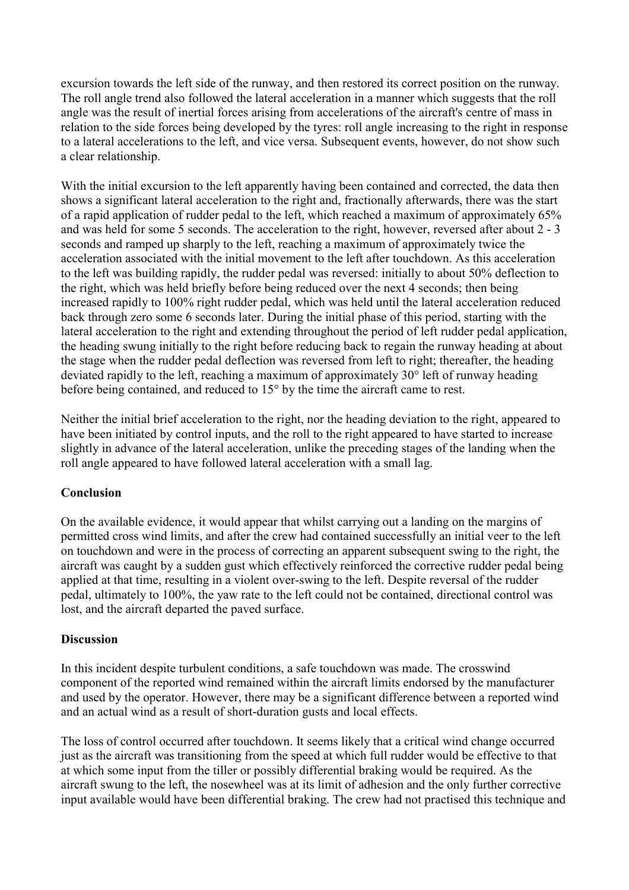excursion towards the left side of the runway, and then restored its correct position on the runway. The roll angle trend also followed the lateral acceleration in a manner which suggests that the roll angle was the result of inertial forces arising from accelerations of the aircraft's centre of mass in relation to the side forces being developed by the tyres: roll angle increasing to the right in response to a lateral accelerations to the left, and vice versa. Subsequent events, however, do not show such a clear relationship.

With the initial excursion to the left apparently having been contained and corrected, the data then shows a significant lateral acceleration to the right and, fractionally afterwards, there was the start of a rapid application of rudder pedal to the left, which reached a maximum of approximately 65% and was held for some 5 seconds. The acceleration to the right, however, reversed after about 2 - 3 seconds and ramped up sharply to the left, reaching a maximum of approximately twice the acceleration associated with the initial movement to the left after touchdown. As this acceleration to the left was building rapidly, the rudder pedal was reversed: initially to about 50% deflection to the right, which was held briefly before being reduced over the next 4 seconds; then being increased rapidly to 100% right rudder pedal, which was held until the lateral acceleration reduced back through zero some 6 seconds later. During the initial phase of this period, starting with the lateral acceleration to the right and extending throughout the period of left rudder pedal application, the heading swung initially to the right before reducing back to regain the runway heading at about the stage when the rudder pedal deflection was reversed from left to right; thereafter, the heading deviated rapidly to the left, reaching a maximum of approximately 30° left of runway heading before being contained, and reduced to 15° by the time the aircraft came to rest.

Neither the initial brief acceleration to the right, nor the heading deviation to the right, appeared to have been initiated by control inputs, and the roll to the right appeared to have started to increase slightly in advance of the lateral acceleration, unlike the preceding stages of the landing when the roll angle appeared to have followed lateral acceleration with a small lag.

**Conclusion**

On the available evidence, it would appear that whilst carrying out a landing on the margins of permitted cross wind limits, and after the crew had contained successfully an initial veer to the left on touchdown and were in the process of correcting an apparent subsequent swing to the right, the aircraft was caught by a sudden gust which effectively reinforced the corrective rudder pedal being applied at that time, resulting in a violent over-swing to the left. Despite reversal of the rudder pedal, ultimately to 100%, the yaw rate to the left could not be contained, directional control was lost, and the aircraft departed the paved surface.

**Discussion**

In this incident despite turbulent conditions, a safe touchdown was made. The crosswind component of the reported wind remained within the aircraft limits endorsed by the manufacturer and used by the operator. However, there may be a significant difference between a reported wind and an actual wind as a result of short-duration gusts and local effects.

The loss of control occurred after touchdown. It seems likely that a critical wind change occurred just as the aircraft was transitioning from the speed at which full rudder would be effective to that at which some input from the tiller or possibly differential braking would be required. As the aircraft swung to the left, the nosewheel was at its limit of adhesion and the only further corrective input available would have been differential braking. The crew had not practised this technique and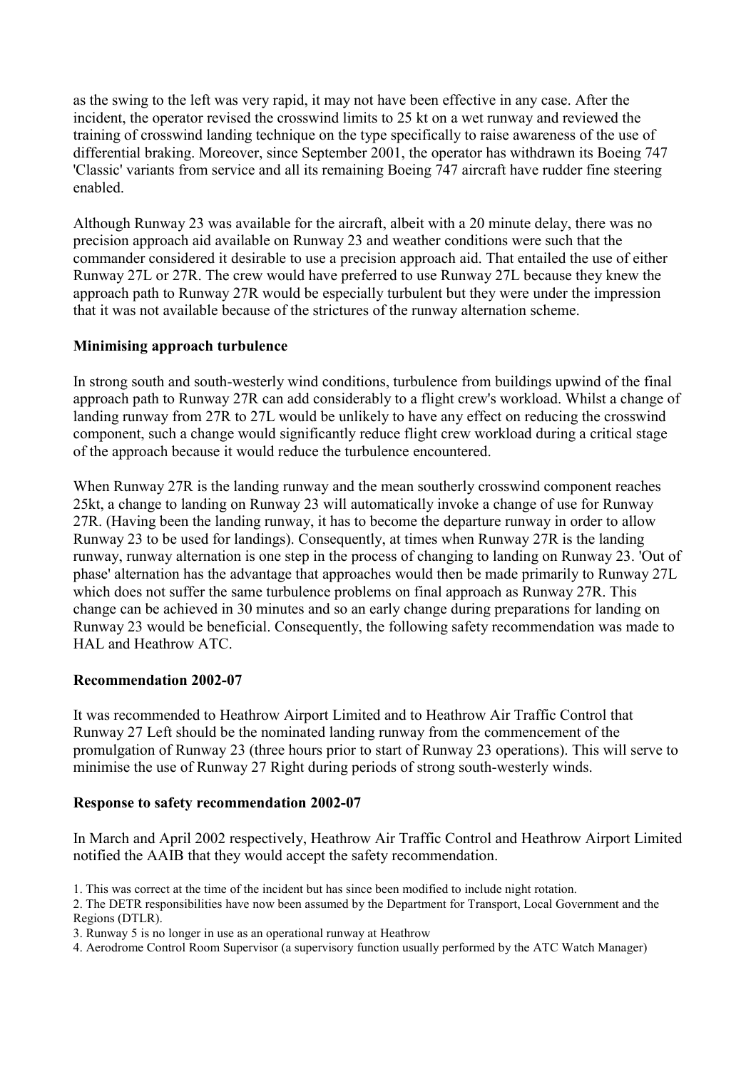as the swing to the left was very rapid, it may not have been effective in any case. After the incident, the operator revised the crosswind limits to 25 kt on a wet runway and reviewed the training of crosswind landing technique on the type specifically to raise awareness of the use of differential braking. Moreover, since September 2001, the operator has withdrawn its Boeing 747 'Classic' variants from service and all its remaining Boeing 747 aircraft have rudder fine steering enabled.

Although Runway 23 was available for the aircraft, albeit with a 20 minute delay, there was no precision approach aid available on Runway 23 and weather conditions were such that the commander considered it desirable to use a precision approach aid. That entailed the use of either Runway 27L or 27R. The crew would have preferred to use Runway 27L because they knew the approach path to Runway 27R would be especially turbulent but they were under the impression that it was not available because of the strictures of the runway alternation scheme.

**Minimising approach turbulence**

In strong south and south-westerly wind conditions, turbulence from buildings upwind of the final approach path to Runway 27R can add considerably to a flight crew's workload. Whilst a change of landing runway from 27R to 27L would be unlikely to have any effect on reducing the crosswind component, such a change would significantly reduce flight crew workload during a critical stage of the approach because it would reduce the turbulence encountered.

When Runway 27R is the landing runway and the mean southerly crosswind component reaches 25kt, a change to landing on Runway 23 will automatically invoke a change of use for Runway 27R. (Having been the landing runway, it has to become the departure runway in order to allow Runway 23 to be used for landings). Consequently, at times when Runway 27R is the landing runway, runway alternation is one step in the process of changing to landing on Runway 23. 'Out of phase' alternation has the advantage that approaches would then be made primarily to Runway 27L which does not suffer the same turbulence problems on final approach as Runway 27R. This change can be achieved in 30 minutes and so an early change during preparations for landing on Runway 23 would be beneficial. Consequently, the following safety recommendation was made to HAL and Heathrow ATC.

**Recommendation 2002-07**

It was recommended to Heathrow Airport Limited and to Heathrow Air Traffic Control that Runway 27 Left should be the nominated landing runway from the commencement of the promulgation of Runway 23 (three hours prior to start of Runway 23 operations). This will serve to minimise the use of Runway 27 Right during periods of strong south-westerly winds.

**Response to safety recommendation 2002-07**

In March and April 2002 respectively, Heathrow Air Traffic Control and Heathrow Airport Limited notified the AAIB that they would accept the safety recommendation.

1. This was correct at the time of the incident but has since been modified to include night rotation.
2. The DETR responsibilities have now been assumed by the Department for Transport, Local Government and the Regions (DTLR).
3. Runway 5 is no longer in use as an operational runway at Heathrow
4. Aerodrome Control Room Supervisor (a supervisory function usually performed by the ATC Watch Manager)